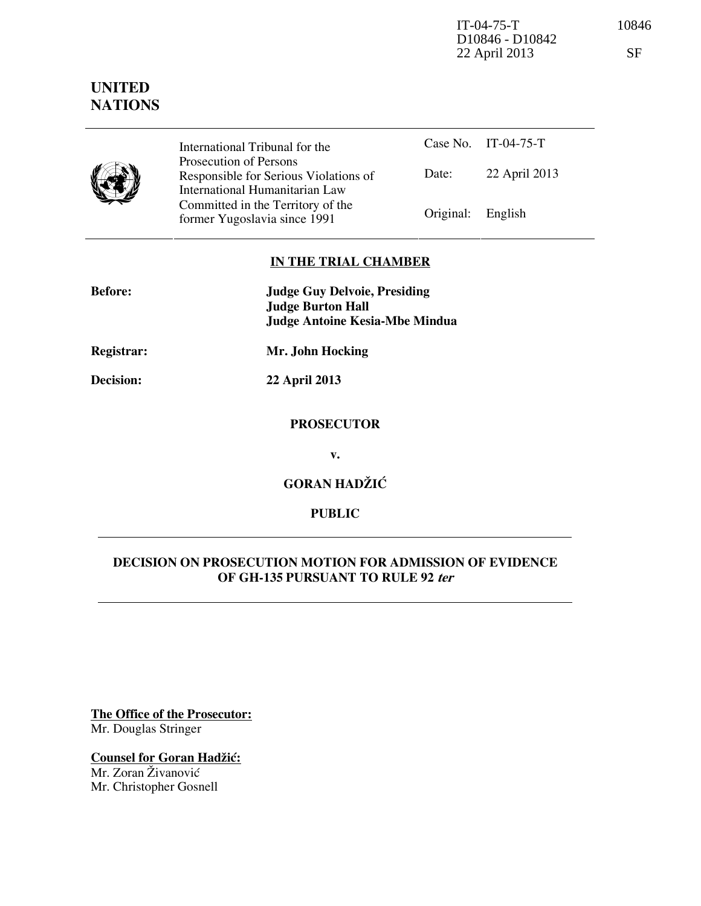IT-04-75-T D10846 - D10842 22 April 2013

# UNITED NATIONS

| International Tribunal for the Prosecution of Persons Responsible for Serious Violations of International Humanitarian Law Committed in the Territory of the former Yugoslavia since 1991 | Case No. | IT-04-75-T |
| --- | --- | --- |
| | Date: | 22 April 2013 |
| | Original: | English |

**IN THE TRIAL CHAMBER**

**Before:** **Judge Guy Delvoie, Presiding**
**Judge Burton Hall**
**Judge Antoine Kesia-Mbe Mindua**

**Registrar:** **Mr. John Hocking**

**Decision:** **22 April 2013**

**PROSECUTOR**

**v.**

**GORAN HADŽIĆ**

**PUBLIC**

## DECISION ON PROSECUTION MOTION FOR ADMISSION OF EVIDENCE OF GH-135 PURSUANT TO RULE 92 *ter*

**The Office of the Prosecutor:**
Mr. Douglas Stringer

**Counsel for Goran Hadžić:**
Mr. Zoran Živanović
Mr. Christopher Gosnell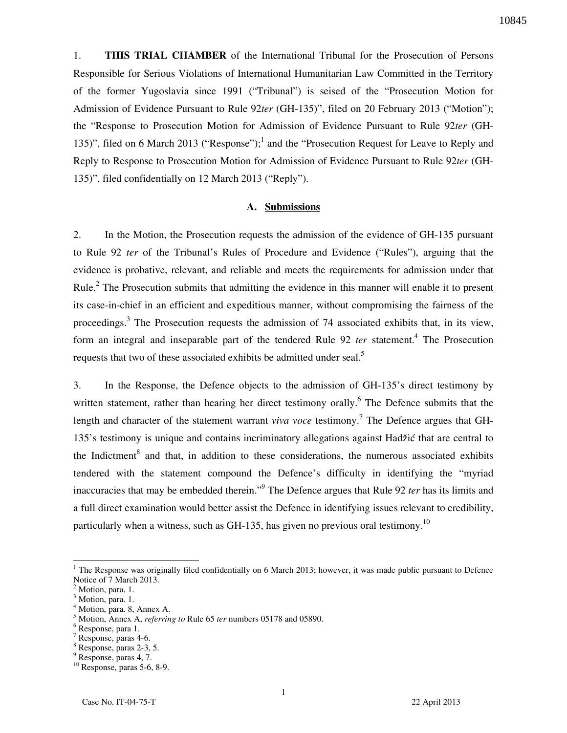1. **THIS TRIAL CHAMBER** of the International Tribunal for the Prosecution of Persons Responsible for Serious Violations of International Humanitarian Law Committed in the Territory of the former Yugoslavia since 1991 ("Tribunal") is seised of the "Prosecution Motion for Admission of Evidence Pursuant to Rule 92*ter* (GH-135)", filed on 20 February 2013 ("Motion"); the "Response to Prosecution Motion for Admission of Evidence Pursuant to Rule 92*ter* (GH-135)", filed on 6 March 2013 ("Response");[1] and the "Prosecution Request for Leave to Reply and Reply to Response to Prosecution Motion for Admission of Evidence Pursuant to Rule 92*ter* (GH-135)", filed confidentially on 12 March 2013 ("Reply").

## A. Submissions

2. In the Motion, the Prosecution requests the admission of the evidence of GH-135 pursuant to Rule 92 *ter* of the Tribunal's Rules of Procedure and Evidence ("Rules"), arguing that the evidence is probative, relevant, and reliable and meets the requirements for admission under that Rule.[2] The Prosecution submits that admitting the evidence in this manner will enable it to present its case-in-chief in an efficient and expeditious manner, without compromising the fairness of the proceedings.[3] The Prosecution requests the admission of 74 associated exhibits that, in its view, form an integral and inseparable part of the tendered Rule 92 *ter* statement.[4] The Prosecution requests that two of these associated exhibits be admitted under seal.[5]

3. In the Response, the Defence objects to the admission of GH-135's direct testimony by written statement, rather than hearing her direct testimony orally.[6] The Defence submits that the length and character of the statement warrant *viva voce* testimony.[7] The Defence argues that GH-135's testimony is unique and contains incriminatory allegations against Hadžić that are central to the Indictment[8] and that, in addition to these considerations, the numerous associated exhibits tendered with the statement compound the Defence's difficulty in identifying the "myriad inaccuracies that may be embedded therein."[9] The Defence argues that Rule 92 *ter* has its limits and a full direct examination would better assist the Defence in identifying issues relevant to credibility, particularly when a witness, such as GH-135, has given no previous oral testimony.[10]

---

[1] The Response was originally filed confidentially on 6 March 2013; however, it was made public pursuant to Defence Notice of 7 March 2013.

[2] Motion, para. 1.

[3] Motion, para. 1.

[4] Motion, para. 8, Annex A.

[5] Motion, Annex A, *referring to* Rule 65 *ter* numbers 05178 and 05890.

[6] Response, para 1.

[7] Response, paras 4-6.

[8] Response, paras 2-3, 5.

[9] Response, paras 4, 7.

[10] Response, paras 5-6, 8-9.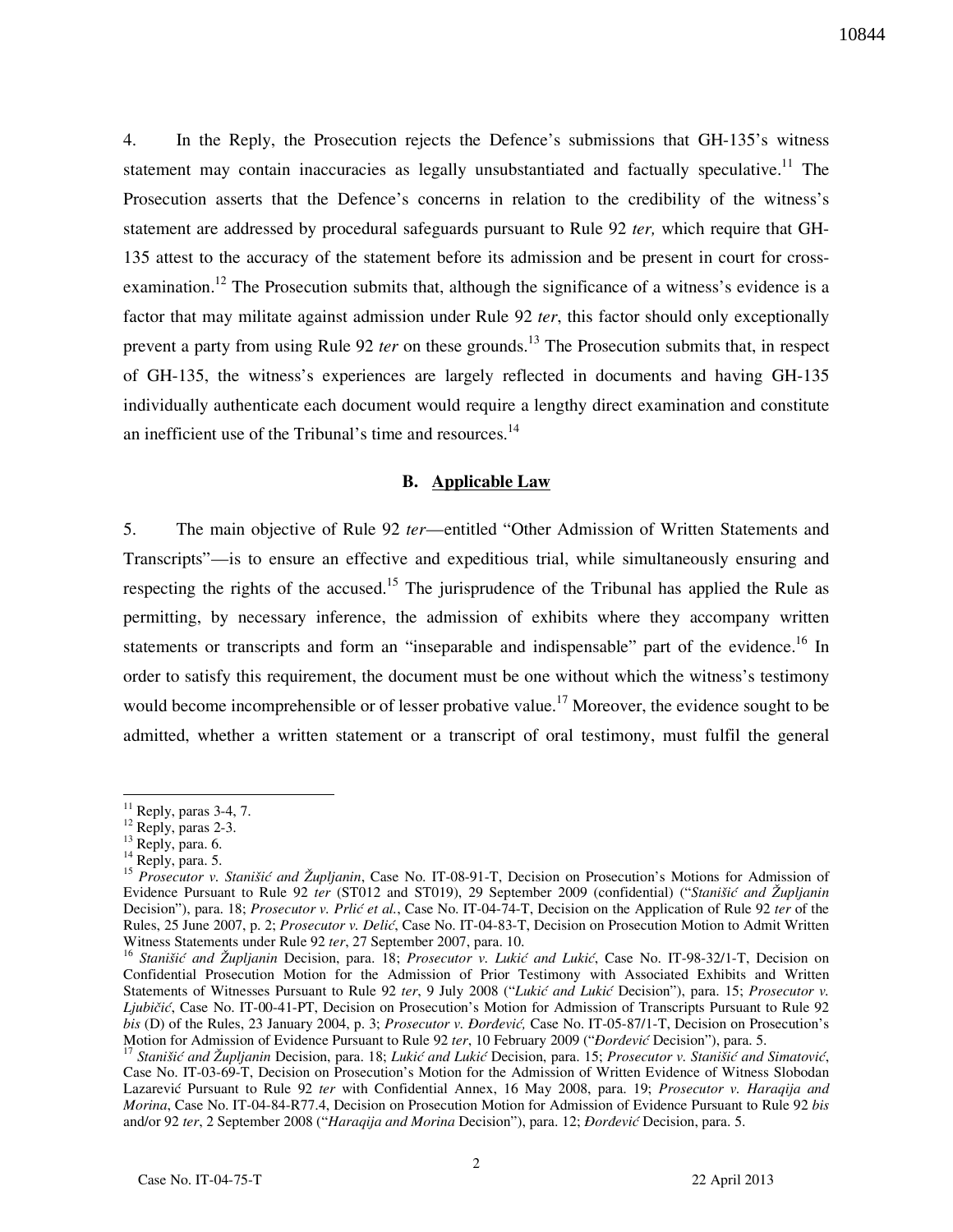4. In the Reply, the Prosecution rejects the Defence's submissions that GH-135's witness statement may contain inaccuracies as legally unsubstantiated and factually speculative.[11] The Prosecution asserts that the Defence's concerns in relation to the credibility of the witness's statement are addressed by procedural safeguards pursuant to Rule 92 *ter,* which require that GH-135 attest to the accuracy of the statement before its admission and be present in court for cross-examination.[12] The Prosecution submits that, although the significance of a witness's evidence is a factor that may militate against admission under Rule 92 *ter*, this factor should only exceptionally prevent a party from using Rule 92 *ter* on these grounds.[13] The Prosecution submits that, in respect of GH-135, the witness's experiences are largely reflected in documents and having GH-135 individually authenticate each document would require a lengthy direct examination and constitute an inefficient use of the Tribunal's time and resources.[14]

### B. Applicable Law

5. The main objective of Rule 92 *ter*—entitled "Other Admission of Written Statements and Transcripts"—is to ensure an effective and expeditious trial, while simultaneously ensuring and respecting the rights of the accused.[15] The jurisprudence of the Tribunal has applied the Rule as permitting, by necessary inference, the admission of exhibits where they accompany written statements or transcripts and form an "inseparable and indispensable" part of the evidence.[16] In order to satisfy this requirement, the document must be one without which the witness's testimony would become incomprehensible or of lesser probative value.[17] Moreover, the evidence sought to be admitted, whether a written statement or a transcript of oral testimony, must fulfil the general

---

[11] Reply, paras 3-4, 7.

[12] Reply, paras 2-3.

[13] Reply, para. 6.

[14] Reply, para. 5.

[15] *Prosecutor v. Stanišić and Župljanin*, Case No. IT-08-91-T, Decision on Prosecution's Motions for Admission of Evidence Pursuant to Rule 92 *ter* (ST012 and ST019), 29 September 2009 (confidential) ("*Stanišić and Župljanin* Decision"), para. 18; *Prosecutor v. Prlić et al.*, Case No. IT-04-74-T, Decision on the Application of Rule 92 *ter* of the Rules, 25 June 2007, p. 2; *Prosecutor v. Delić*, Case No. IT-04-83-T, Decision on Prosecution Motion to Admit Written Witness Statements under Rule 92 *ter*, 27 September 2007, para. 10.

[16] *Stanišić and Župljanin* Decision, para. 18; *Prosecutor v. Lukić and Lukić*, Case No. IT-98-32/1-T, Decision on Confidential Prosecution Motion for the Admission of Prior Testimony with Associated Exhibits and Written Statements of Witnesses Pursuant to Rule 92 *ter*, 9 July 2008 ("*Lukić and Lukić* Decision"), para. 15; *Prosecutor v. Ljubičić*, Case No. IT-00-41-PT, Decision on Prosecution's Motion for Admission of Transcripts Pursuant to Rule 92 *bis* (D) of the Rules, 23 January 2004, p. 3; *Prosecutor v. Đorđević,* Case No. IT-05-87/1-T, Decision on Prosecution's Motion for Admission of Evidence Pursuant to Rule 92 *ter*, 10 February 2009 ("*Đorđević* Decision"), para. 5.

[17] *Stanišić and Župljanin* Decision, para. 18; *Lukić and Lukić* Decision, para. 15; *Prosecutor v. Stanišić and Simatović*, Case No. IT-03-69-T, Decision on Prosecution's Motion for the Admission of Written Evidence of Witness Slobodan Lazarević Pursuant to Rule 92 *ter* with Confidential Annex, 16 May 2008, para. 19; *Prosecutor v. Haraqija and Morina*, Case No. IT-04-84-R77.4, Decision on Prosecution Motion for Admission of Evidence Pursuant to Rule 92 *bis* and/or 92 *ter*, 2 September 2008 ("*Haraqija and Morina* Decision"), para. 12; *Đorđević* Decision, para. 5.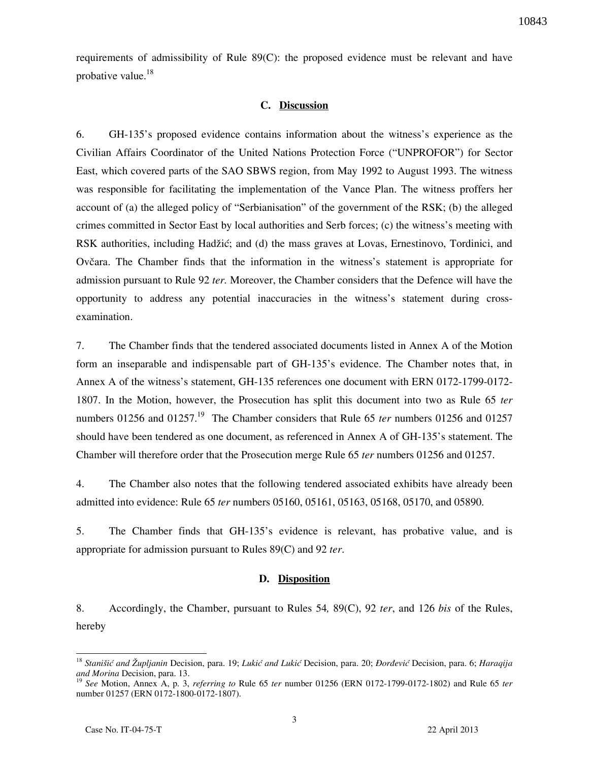requirements of admissibility of Rule 89(C): the proposed evidence must be relevant and have probative value.[18]

### C. Discussion

6. GH-135's proposed evidence contains information about the witness's experience as the Civilian Affairs Coordinator of the United Nations Protection Force ("UNPROFOR") for Sector East, which covered parts of the SAO SBWS region, from May 1992 to August 1993. The witness was responsible for facilitating the implementation of the Vance Plan. The witness proffers her account of (a) the alleged policy of "Serbianisation" of the government of the RSK; (b) the alleged crimes committed in Sector East by local authorities and Serb forces; (c) the witness's meeting with RSK authorities, including Hadžić; and (d) the mass graves at Lovas, Ernestinovo, Tordinici, and Ovčara. The Chamber finds that the information in the witness's statement is appropriate for admission pursuant to Rule 92 *ter*. Moreover, the Chamber considers that the Defence will have the opportunity to address any potential inaccuracies in the witness's statement during cross-examination.

7. The Chamber finds that the tendered associated documents listed in Annex A of the Motion form an inseparable and indispensable part of GH-135's evidence. The Chamber notes that, in Annex A of the witness's statement, GH-135 references one document with ERN 0172-1799-0172-1807. In the Motion, however, the Prosecution has split this document into two as Rule 65 *ter* numbers 01256 and 01257.[19] The Chamber considers that Rule 65 *ter* numbers 01256 and 01257 should have been tendered as one document, as referenced in Annex A of GH-135's statement. The Chamber will therefore order that the Prosecution merge Rule 65 *ter* numbers 01256 and 01257.

4. The Chamber also notes that the following tendered associated exhibits have already been admitted into evidence: Rule 65 *ter* numbers 05160, 05161, 05163, 05168, 05170, and 05890.

5. The Chamber finds that GH-135's evidence is relevant, has probative value, and is appropriate for admission pursuant to Rules 89(C) and 92 *ter*.

### D. Disposition

8. Accordingly, the Chamber, pursuant to Rules 54*,* 89(C), 92 *ter*, and 126 *bis* of the Rules, hereby

---

[18] *Stanišić and Župljanin* Decision, para. 19; *Lukić and Lukić* Decision, para. 20; *Đorđević* Decision, para. 6; *Haraqija and Morina* Decision, para. 13.

[19] *See* Motion, Annex A, p. 3, *referring to* Rule 65 *ter* number 01256 (ERN 0172-1799-0172-1802) and Rule 65 *ter* number 01257 (ERN 0172-1800-0172-1807).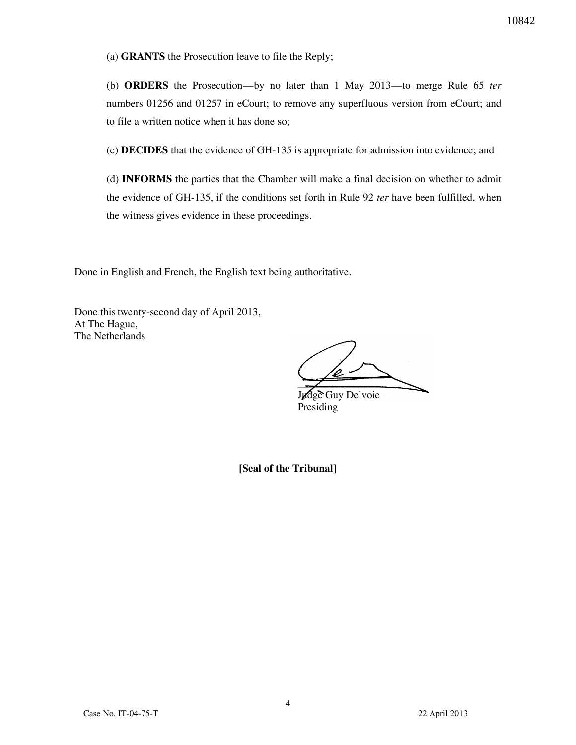(a) **GRANTS** the Prosecution leave to file the Reply;

(b) **ORDERS** the Prosecution—by no later than 1 May 2013—to merge Rule 65 *ter* numbers 01256 and 01257 in eCourt; to remove any superfluous version from eCourt; and to file a written notice when it has done so;

(c) **DECIDES** that the evidence of GH-135 is appropriate for admission into evidence; and

(d) **INFORMS** the parties that the Chamber will make a final decision on whether to admit the evidence of GH-135, if the conditions set forth in Rule 92 *ter* have been fulfilled, when the witness gives evidence in these proceedings.

Done in English and French, the English text being authoritative.

Done this twenty-second day of April 2013,
At The Hague,
The Netherlands

Judge Guy Delvoie
Presiding

**[Seal of the Tribunal]**